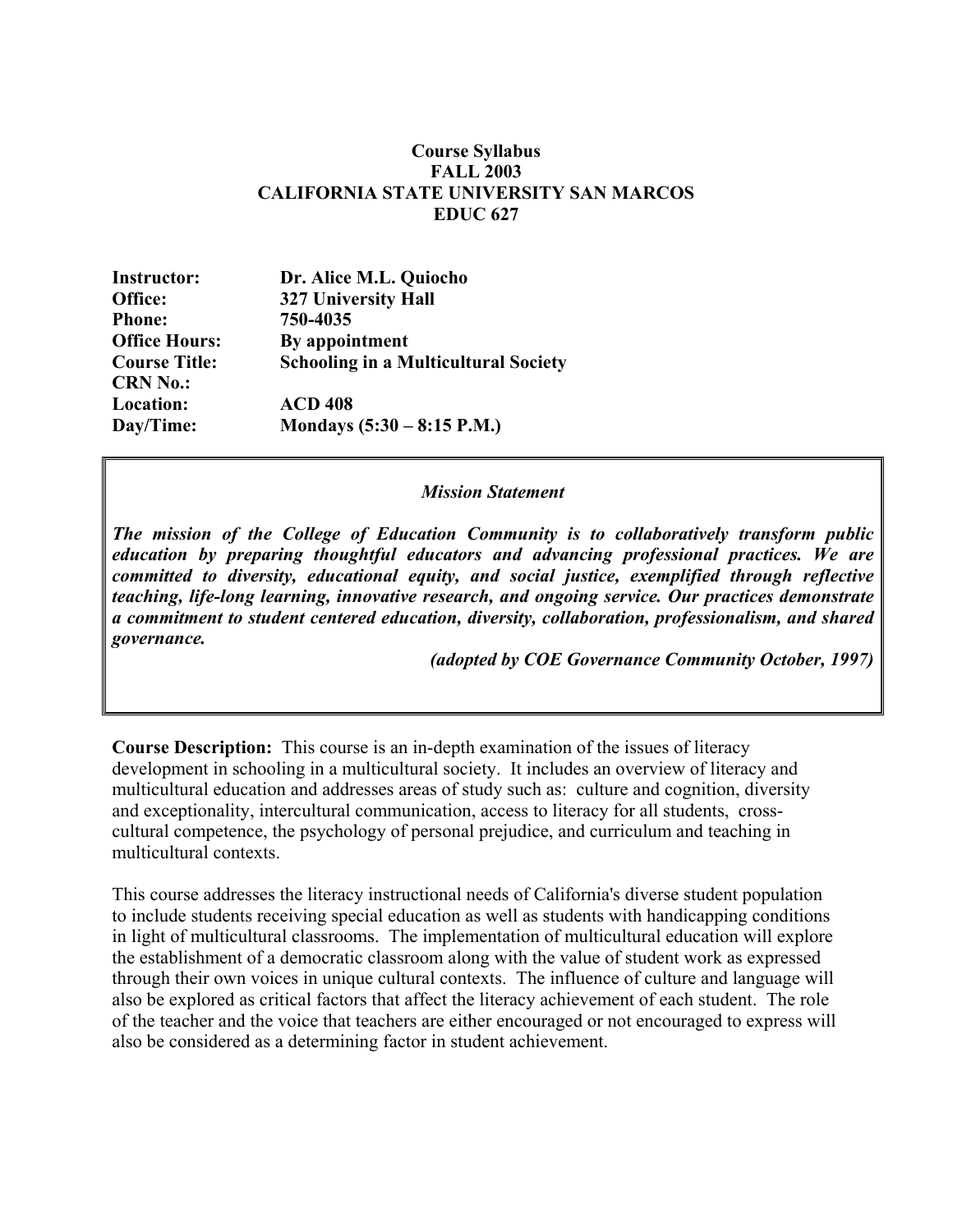**Course Syllabus**
**FALL 2003**
**CALIFORNIA STATE UNIVERSITY SAN MARCOS**
**EDUC 627**

| | |
|---|---|
| **Instructor:** | **Dr. Alice M.L. Quiocho** |
| **Office:** | **327 University Hall** |
| **Phone:** | **750-4035** |
| **Office Hours:** | **By appointment** |
| **Course Title:** | **Schooling in a Multicultural Society** |
| **CRN No.:** | |
| **Location:** | **ACD 408** |
| **Day/Time:** | **Mondays (5:30 – 8:15 P.M.)** |

***Mission Statement***

***The mission of the College of Education Community is to collaboratively transform public education by preparing thoughtful educators and advancing professional practices. We are committed to diversity, educational equity, and social justice, exemplified through reflective teaching, life-long learning, innovative research, and ongoing service. Our practices demonstrate a commitment to student centered education, diversity, collaboration, professionalism, and shared governance.***

***(adopted by COE Governance Community October, 1997)***

**Course Description:** This course is an in-depth examination of the issues of literacy development in schooling in a multicultural society. It includes an overview of literacy and multicultural education and addresses areas of study such as: culture and cognition, diversity and exceptionality, intercultural communication, access to literacy for all students, cross-cultural competence, the psychology of personal prejudice, and curriculum and teaching in multicultural contexts.

This course addresses the literacy instructional needs of California's diverse student population to include students receiving special education as well as students with handicapping conditions in light of multicultural classrooms. The implementation of multicultural education will explore the establishment of a democratic classroom along with the value of student work as expressed through their own voices in unique cultural contexts. The influence of culture and language will also be explored as critical factors that affect the literacy achievement of each student. The role of the teacher and the voice that teachers are either encouraged or not encouraged to express will also be considered as a determining factor in student achievement.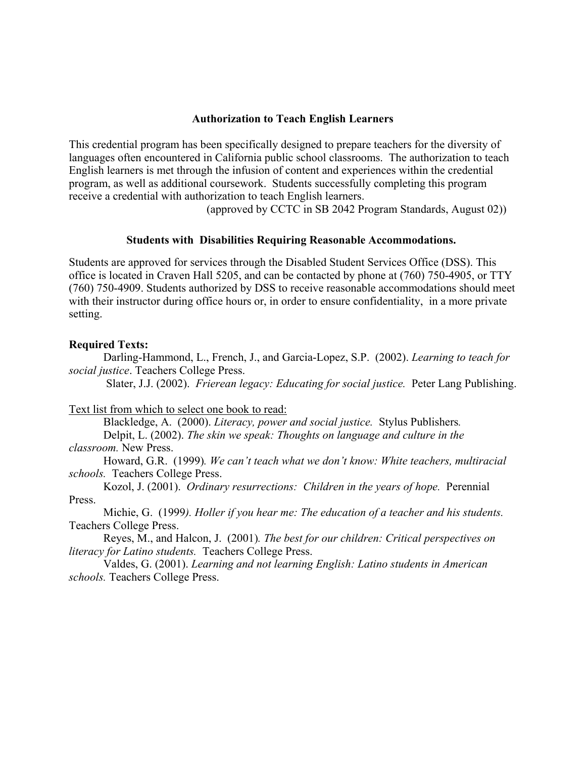### Authorization to Teach English Learners

This credential program has been specifically designed to prepare teachers for the diversity of languages often encountered in California public school classrooms. The authorization to teach English learners is met through the infusion of content and experiences within the credential program, as well as additional coursework. Students successfully completing this program receive a credential with authorization to teach English learners.

(approved by CCTC in SB 2042 Program Standards, August 02))

### Students with Disabilities Requiring Reasonable Accommodations.

Students are approved for services through the Disabled Student Services Office (DSS). This office is located in Craven Hall 5205, and can be contacted by phone at (760) 750-4905, or TTY (760) 750-4909. Students authorized by DSS to receive reasonable accommodations should meet with their instructor during office hours or, in order to ensure confidentiality, in a more private setting.

**Required Texts:**

Darling-Hammond, L., French, J., and Garcia-Lopez, S.P. (2002). *Learning to teach for social justice*. Teachers College Press.

Slater, J.J. (2002). *Frierean legacy: Educating for social justice.* Peter Lang Publishing.

Text list from which to select one book to read:

Blackledge, A. (2000). *Literacy, power and social justice.* Stylus Publishers.

Delpit, L. (2002). *The skin we speak: Thoughts on language and culture in the classroom.* New Press.

Howard, G.R. (1999). *We can't teach what we don't know: White teachers, multiracial schools.* Teachers College Press.

Kozol, J. (2001). *Ordinary resurrections: Children in the years of hope.* Perennial Press.

Michie, G. (1999). *Holler if you hear me: The education of a teacher and his students.* Teachers College Press.

Reyes, M., and Halcon, J. (2001). *The best for our children: Critical perspectives on literacy for Latino students.* Teachers College Press.

Valdes, G. (2001). *Learning and not learning English: Latino students in American schools.* Teachers College Press.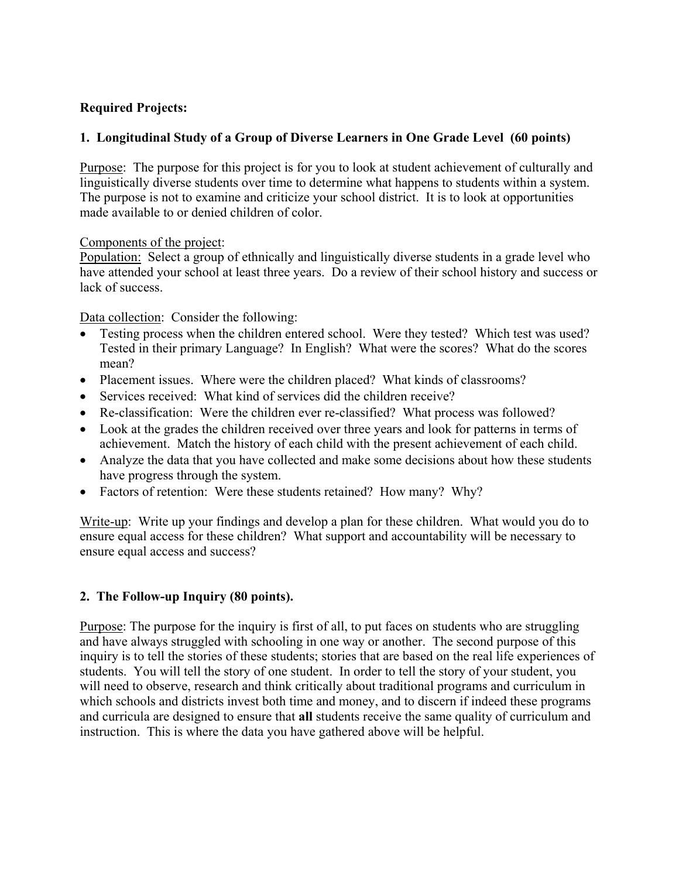**Required Projects:**

**1. Longitudinal Study of a Group of Diverse Learners in One Grade Level (60 points)**

Purpose: The purpose for this project is for you to look at student achievement of culturally and linguistically diverse students over time to determine what happens to students within a system. The purpose is not to examine and criticize your school district. It is to look at opportunities made available to or denied children of color.

Components of the project:
Population: Select a group of ethnically and linguistically diverse students in a grade level who have attended your school at least three years. Do a review of their school history and success or lack of success.

Data collection: Consider the following:

- Testing process when the children entered school. Were they tested? Which test was used? Tested in their primary Language? In English? What were the scores? What do the scores mean?
- Placement issues. Where were the children placed? What kinds of classrooms?
- Services received: What kind of services did the children receive?
- Re-classification: Were the children ever re-classified? What process was followed?
- Look at the grades the children received over three years and look for patterns in terms of achievement. Match the history of each child with the present achievement of each child.
- Analyze the data that you have collected and make some decisions about how these students have progress through the system.
- Factors of retention: Were these students retained? How many? Why?

Write-up: Write up your findings and develop a plan for these children. What would you do to ensure equal access for these children? What support and accountability will be necessary to ensure equal access and success?

**2. The Follow-up Inquiry (80 points).**

Purpose: The purpose for the inquiry is first of all, to put faces on students who are struggling and have always struggled with schooling in one way or another. The second purpose of this inquiry is to tell the stories of these students; stories that are based on the real life experiences of students. You will tell the story of one student. In order to tell the story of your student, you will need to observe, research and think critically about traditional programs and curriculum in which schools and districts invest both time and money, and to discern if indeed these programs and curricula are designed to ensure that **all** students receive the same quality of curriculum and instruction. This is where the data you have gathered above will be helpful.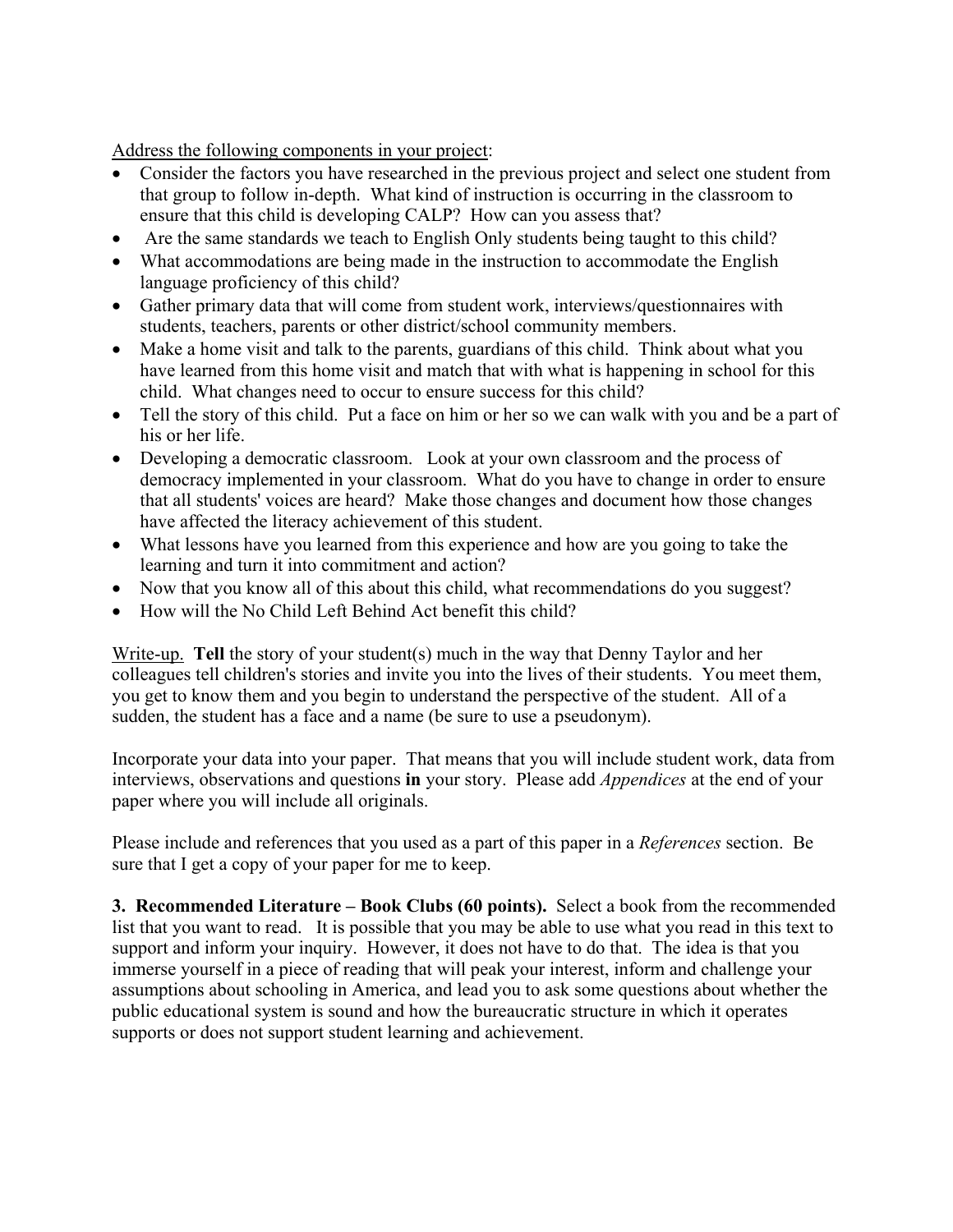<u>Address the following components in your project</u>:

- Consider the factors you have researched in the previous project and select one student from that group to follow in-depth. What kind of instruction is occurring in the classroom to ensure that this child is developing CALP? How can you assess that?
- Are the same standards we teach to English Only students being taught to this child?
- What accommodations are being made in the instruction to accommodate the English language proficiency of this child?
- Gather primary data that will come from student work, interviews/questionnaires with students, teachers, parents or other district/school community members.
- Make a home visit and talk to the parents, guardians of this child. Think about what you have learned from this home visit and match that with what is happening in school for this child. What changes need to occur to ensure success for this child?
- Tell the story of this child. Put a face on him or her so we can walk with you and be a part of his or her life.
- Developing a democratic classroom. Look at your own classroom and the process of democracy implemented in your classroom. What do you have to change in order to ensure that all students' voices are heard? Make those changes and document how those changes have affected the literacy achievement of this student.
- What lessons have you learned from this experience and how are you going to take the learning and turn it into commitment and action?
- Now that you know all of this about this child, what recommendations do you suggest?
- How will the No Child Left Behind Act benefit this child?

<u>Write-up.</u> **Tell** the story of your student(s) much in the way that Denny Taylor and her colleagues tell children's stories and invite you into the lives of their students. You meet them, you get to know them and you begin to understand the perspective of the student. All of a sudden, the student has a face and a name (be sure to use a pseudonym).

Incorporate your data into your paper. That means that you will include student work, data from interviews, observations and questions **in** your story. Please add *Appendices* at the end of your paper where you will include all originals.

Please include and references that you used as a part of this paper in a *References* section. Be sure that I get a copy of your paper for me to keep.

**3. Recommended Literature – Book Clubs (60 points).** Select a book from the recommended list that you want to read. It is possible that you may be able to use what you read in this text to support and inform your inquiry. However, it does not have to do that. The idea is that you immerse yourself in a piece of reading that will peak your interest, inform and challenge your assumptions about schooling in America, and lead you to ask some questions about whether the public educational system is sound and how the bureaucratic structure in which it operates supports or does not support student learning and achievement.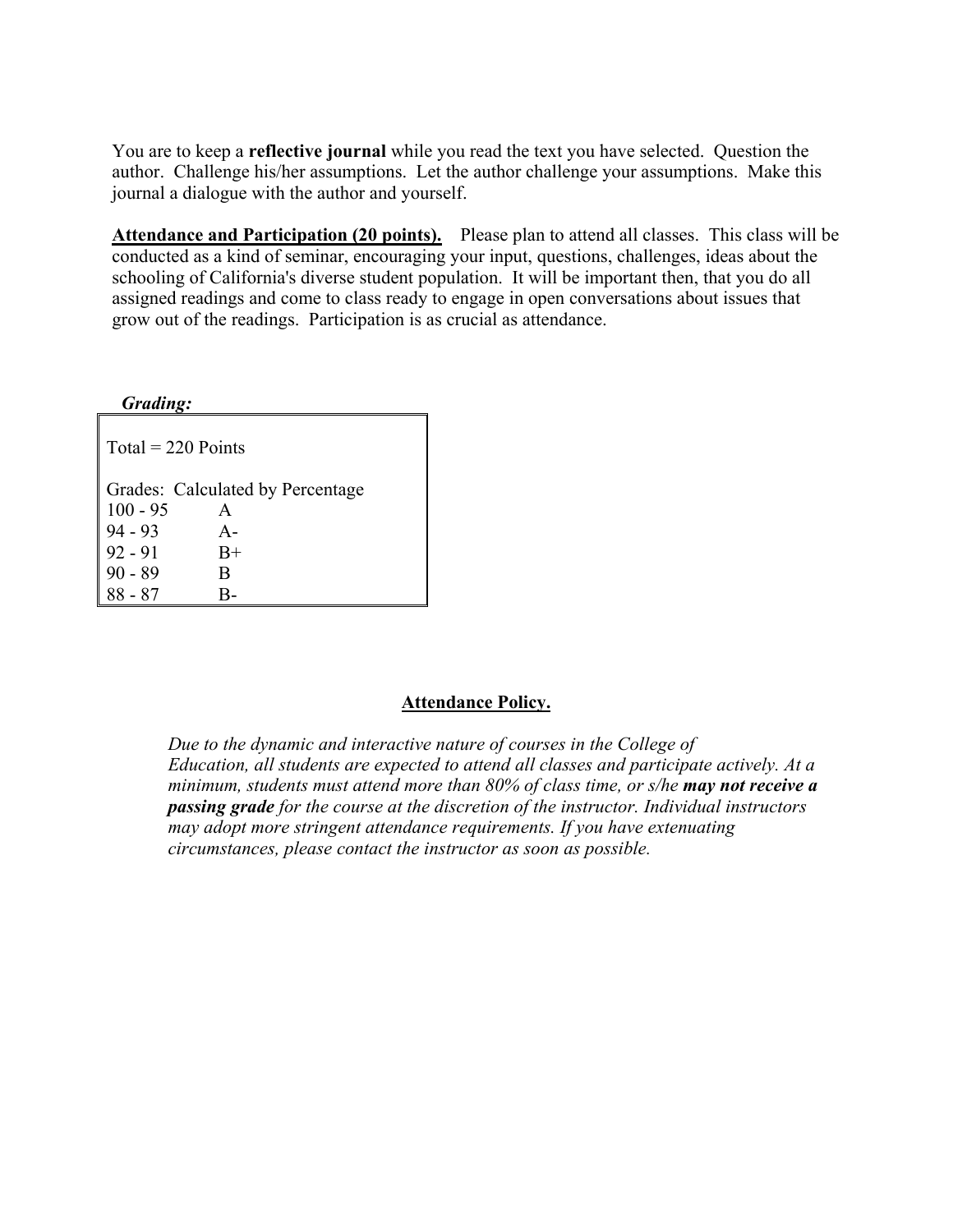You are to keep a **reflective journal** while you read the text you have selected. Question the author. Challenge his/her assumptions. Let the author challenge your assumptions. Make this journal a dialogue with the author and yourself.

**Attendance and Participation (20 points).** Please plan to attend all classes. This class will be conducted as a kind of seminar, encouraging your input, questions, challenges, ideas about the schooling of California's diverse student population. It will be important then, that you do all assigned readings and come to class ready to engage in open conversations about issues that grow out of the readings. Participation is as crucial as attendance.

***Grading:***

Total = 220 Points

Grades: Calculated by Percentage

| | |
|---|---|
| 100 - 95 | A |
| 94 - 93 | A- |
| 92 - 91 | B+ |
| 90 - 89 | B |
| 88 - 87 | B- |

## Attendance Policy.

*Due to the dynamic and interactive nature of courses in the College of Education, all students are expected to attend all classes and participate actively. At a minimum, students must attend more than 80% of class time, or s/he* ***may not receive a passing grade*** *for the course at the discretion of the instructor. Individual instructors may adopt more stringent attendance requirements. If you have extenuating circumstances, please contact the instructor as soon as possible.*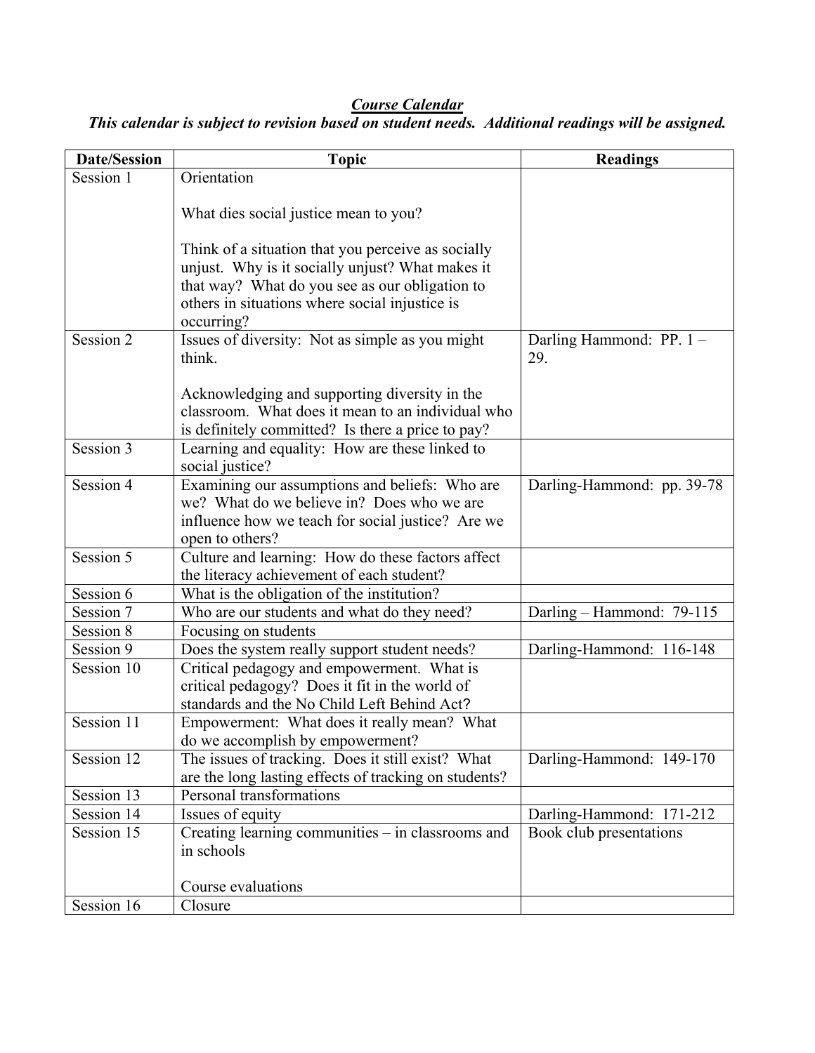***Course Calendar***

***This calendar is subject to revision based on student needs. Additional readings will be assigned.***

| Date/Session | Topic | Readings |
|---|---|---|
| Session 1 | Orientation<br><br>What dies social justice mean to you?<br><br>Think of a situation that you perceive as socially unjust. Why is it socially unjust? What makes it that way? What do you see as our obligation to others in situations where social injustice is occurring? | |
| Session 2 | Issues of diversity: Not as simple as you might think.<br><br>Acknowledging and supporting diversity in the classroom. What does it mean to an individual who is definitely committed? Is there a price to pay? | Darling Hammond: PP. 1 – 29. |
| Session 3 | Learning and equality: How are these linked to social justice? | |
| Session 4 | Examining our assumptions and beliefs: Who are we? What do we believe in? Does who we are influence how we teach for social justice? Are we open to others? | Darling-Hammond: pp. 39-78 |
| Session 5 | Culture and learning: How do these factors affect the literacy achievement of each student? | |
| Session 6 | What is the obligation of the institution? | |
| Session 7 | Who are our students and what do they need? | Darling – Hammond: 79-115 |
| Session 8 | Focusing on students | |
| Session 9 | Does the system really support student needs? | Darling-Hammond: 116-148 |
| Session 10 | Critical pedagogy and empowerment. What is critical pedagogy? Does it fit in the world of standards and the No Child Left Behind Act? | |
| Session 11 | Empowerment: What does it really mean? What do we accomplish by empowerment? | |
| Session 12 | The issues of tracking. Does it still exist? What are the long lasting effects of tracking on students? | Darling-Hammond: 149-170 |
| Session 13 | Personal transformations | |
| Session 14 | Issues of equity | Darling-Hammond: 171-212 |
| Session 15 | Creating learning communities – in classrooms and in schools<br><br>Course evaluations | Book club presentations |
| Session 16 | Closure | |